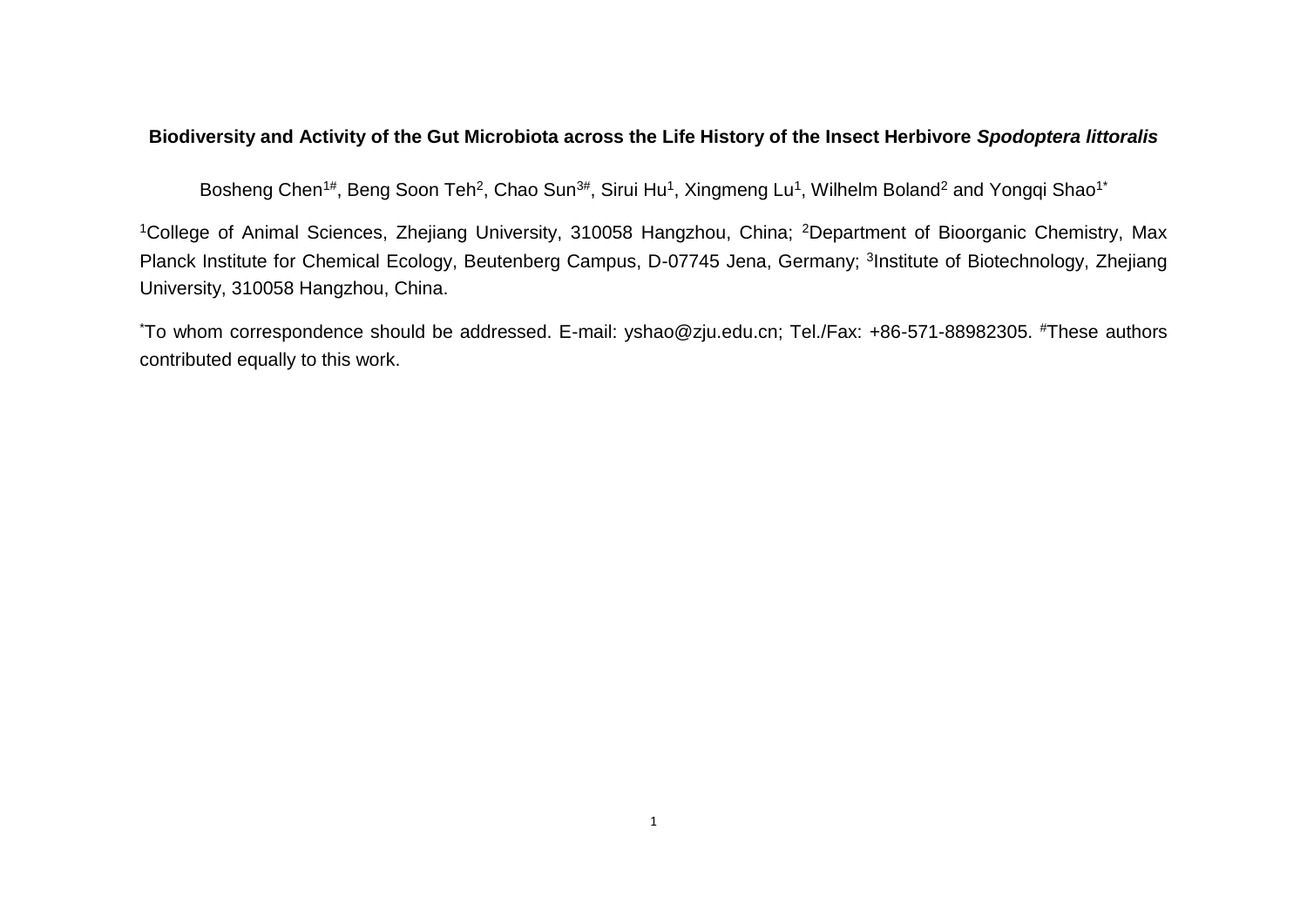**Biodiversity and Activity of the Gut Microbiota across the Life History of the Insect Herbivore *Spodoptera littoralis***

Bosheng Chen[1#], Beng Soon Teh[2], Chao Sun[3#], Sirui Hu[1], Xingmeng Lu[1], Wilhelm Boland[2] and Yongqi Shao[1*]

[1]College of Animal Sciences, Zhejiang University, 310058 Hangzhou, China; [2]Department of Bioorganic Chemistry, Max Planck Institute for Chemical Ecology, Beutenberg Campus, D-07745 Jena, Germany; [3]Institute of Biotechnology, Zhejiang University, 310058 Hangzhou, China.

[*]To whom correspondence should be addressed. E-mail: yshao@zju.edu.cn; Tel./Fax: +86-571-88982305. [#]These authors contributed equally to this work.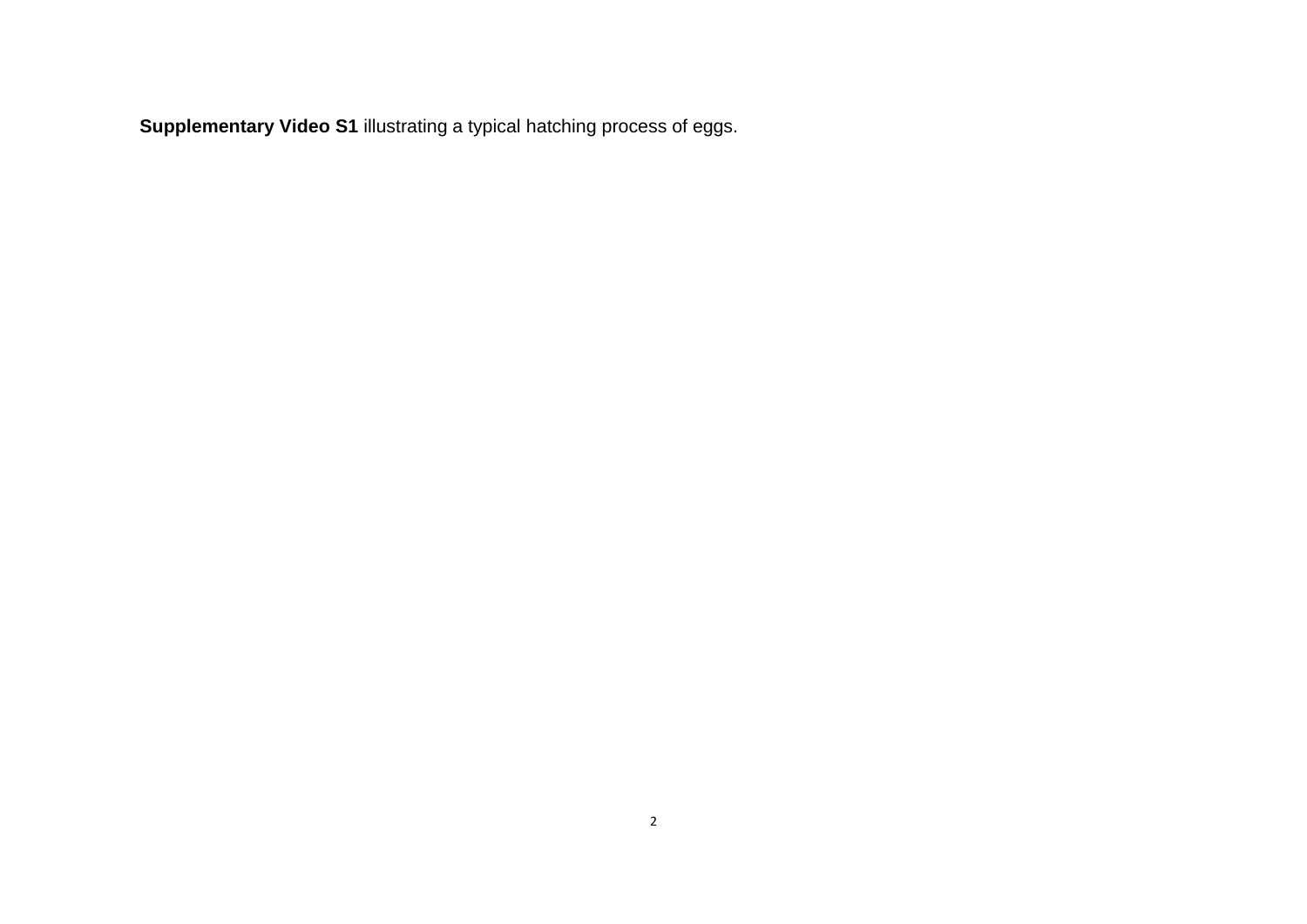**Supplementary Video S1** illustrating a typical hatching process of eggs.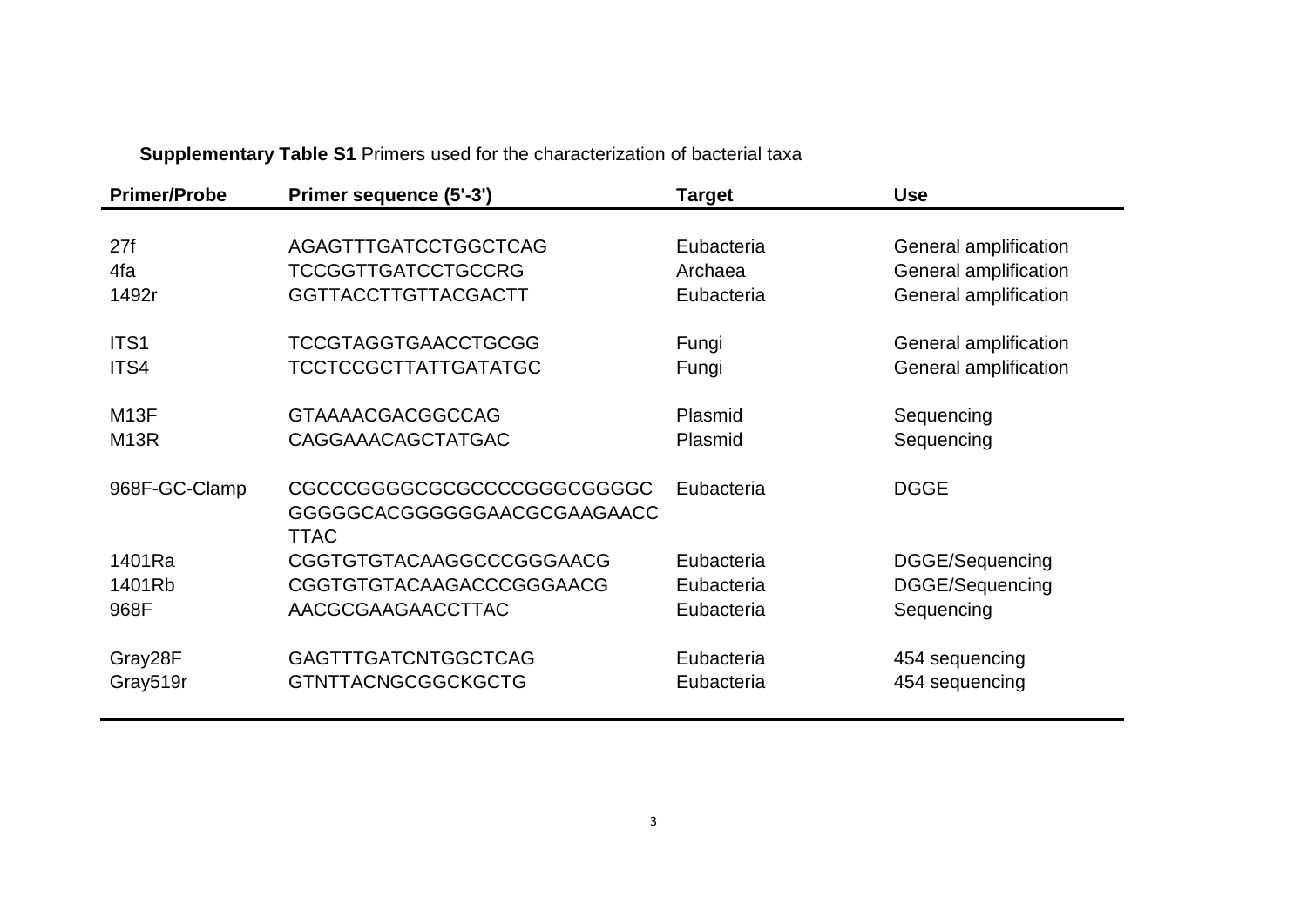**Supplementary Table S1** Primers used for the characterization of bacterial taxa

| Primer/Probe | Primer sequence (5'-3') | Target | Use |
|---|---|---|---|
| 27f | AGAGTTTGATCCTGGCTCAG | Eubacteria | General amplification |
| 4fa | TCCGGTTGATCCTGCCRG | Archaea | General amplification |
| 1492r | GGTTACCTTGTTACGACTT | Eubacteria | General amplification |
| ITS1 | TCCGTAGGTGAACCTGCGG | Fungi | General amplification |
| ITS4 | TCCTCCGCTTATTGATATGC | Fungi | General amplification |
| M13F | GTAAAACGACGGCCAG | Plasmid | Sequencing |
| M13R | CAGGAAACAGCTATGAC | Plasmid | Sequencing |
| 968F-GC-Clamp | CGCCCGGGGCGCGCCCCGGGCGGGGC GGGGGCACGGGGGGAACGCGAAGAACC TTAC | Eubacteria | DGGE |
| 1401Ra | CGGTGTGTACAAGGCCCGGGAACG | Eubacteria | DGGE/Sequencing |
| 1401Rb | CGGTGTGTACAAGACCCGGGAACG | Eubacteria | DGGE/Sequencing |
| 968F | AACGCGAAGAACCTTAC | Eubacteria | Sequencing |
| Gray28F | GAGTTTGATCNTGGCTCAG | Eubacteria | 454 sequencing |
| Gray519r | GTNTTACNGCGGCKGCTG | Eubacteria | 454 sequencing |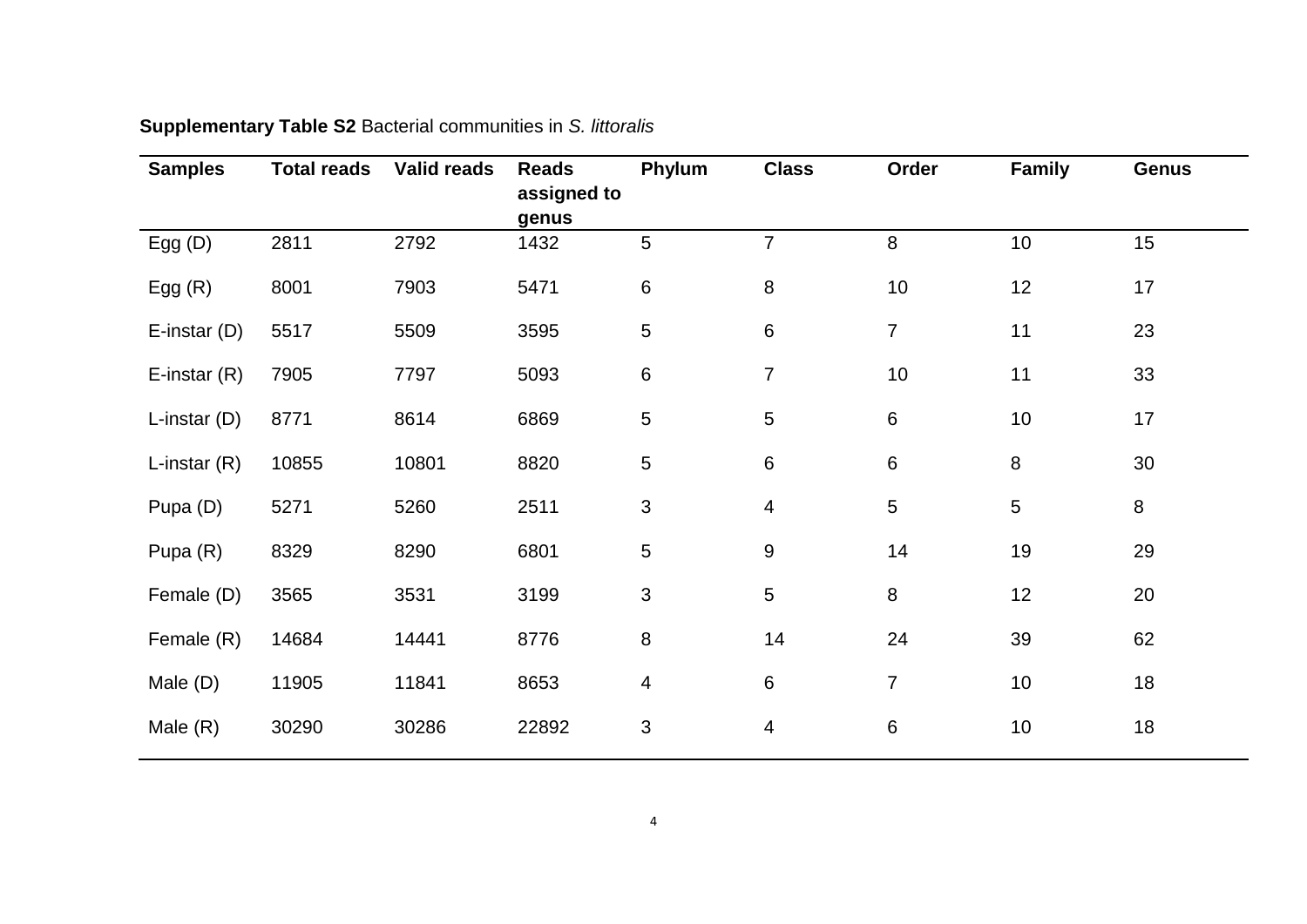**Supplementary Table S2** Bacterial communities in *S. littoralis*

| Samples | Total reads | Valid reads | Reads assigned to genus | Phylum | Class | Order | Family | Genus |
|---|---|---|---|---|---|---|---|---|
| Egg (D) | 2811 | 2792 | 1432 | 5 | 7 | 8 | 10 | 15 |
| Egg (R) | 8001 | 7903 | 5471 | 6 | 8 | 10 | 12 | 17 |
| E-instar (D) | 5517 | 5509 | 3595 | 5 | 6 | 7 | 11 | 23 |
| E-instar (R) | 7905 | 7797 | 5093 | 6 | 7 | 10 | 11 | 33 |
| L-instar (D) | 8771 | 8614 | 6869 | 5 | 5 | 6 | 10 | 17 |
| L-instar (R) | 10855 | 10801 | 8820 | 5 | 6 | 6 | 8 | 30 |
| Pupa (D) | 5271 | 5260 | 2511 | 3 | 4 | 5 | 5 | 8 |
| Pupa (R) | 8329 | 8290 | 6801 | 5 | 9 | 14 | 19 | 29 |
| Female (D) | 3565 | 3531 | 3199 | 3 | 5 | 8 | 12 | 20 |
| Female (R) | 14684 | 14441 | 8776 | 8 | 14 | 24 | 39 | 62 |
| Male (D) | 11905 | 11841 | 8653 | 4 | 6 | 7 | 10 | 18 |
| Male (R) | 30290 | 30286 | 22892 | 3 | 4 | 6 | 10 | 18 |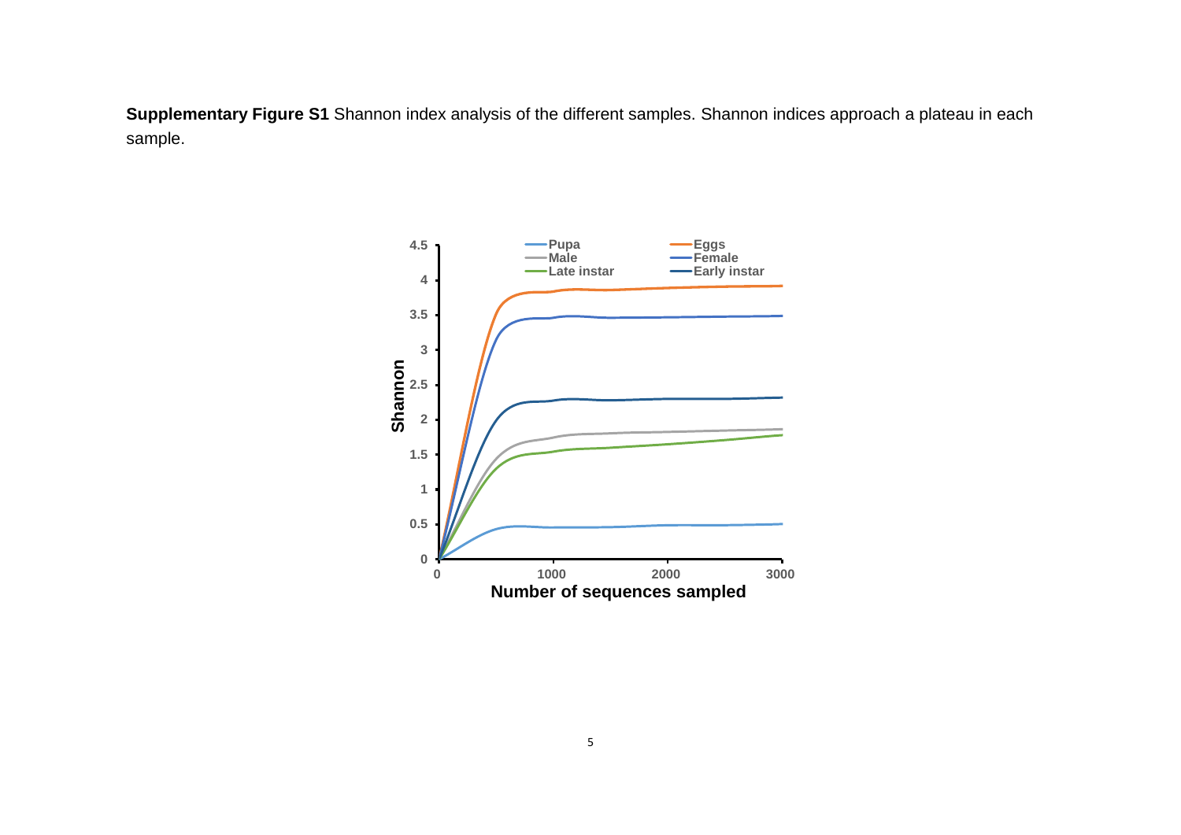**Supplementary Figure S1** Shannon index analysis of the different samples. Shannon indices approach a plateau in each sample.

Pupa
Eggs
Male
Female
Late instar
Early instar

Shannon

4.5
4
3.5
3
2.5
2
1.5
1
0.5
0

0
1000
2000
3000

Number of sequences sampled